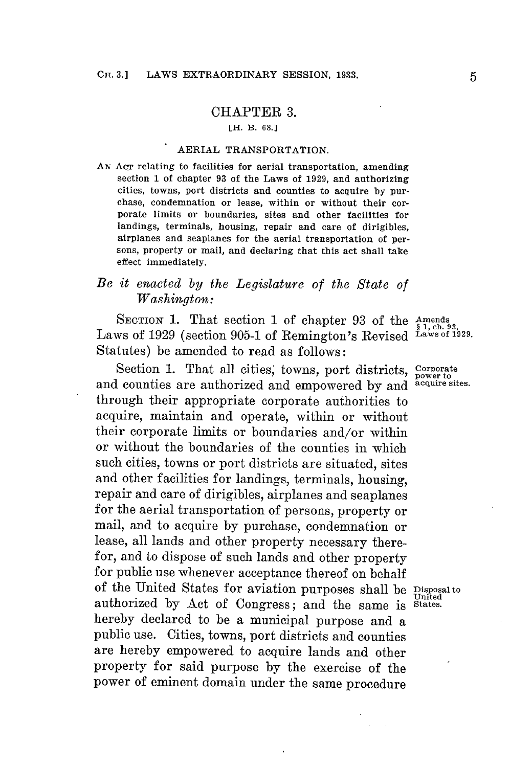# CHAPTER 3.

[H. B. 68.]

## AERIAL TRANSPORTATION.

AN ACT relating to facilities for aerial transportation, amending section 1 of chapter 93 of the Laws of 1929, and authorizing cities, towns, port districts and counties to acquire by purchase, condemnation or lease, within or without their corporate limits or boundaries, sites and other facilities for landings, terminals, housing, repair and care of dirigibles, airplanes and seaplanes for the aerial transportation of persons, property or mail, and declaring that this act shall take effect immediately.

*Be it enacted by the Legislature of the State of Washington:*

SECTION 1. That section 1 of chapter 93 of the Laws of 1929 (section 905-1 of Remington's Revised Statutes) be amended to read as follows:

Amends § 1, ch. 93, Laws of 1929.

Section 1. That all cities, towns, port districts, and counties are authorized and empowered by and through their appropriate corporate authorities to acquire, maintain and operate, within or without their corporate limits or boundaries and/or within or without the boundaries of the counties in which such cities, towns or port districts are situated, sites and other facilities for landings, terminals, housing, repair and care of dirigibles, airplanes and seaplanes for the aerial transportation of persons, property or mail, and to acquire by purchase, condemnation or lease, all lands and other property necessary therefor, and to dispose of such lands and other property for public use whenever acceptance thereof on behalf of the United States for aviation purposes shall be authorized by Act of Congress; and the same is hereby declared to be a municipal purpose and a public use. Cities, towns, port districts and counties are hereby empowered to acquire lands and other property for said purpose by the exercise of the power of eminent domain under the same procedure

Corporate power to acquire sites.

Disposal to United States.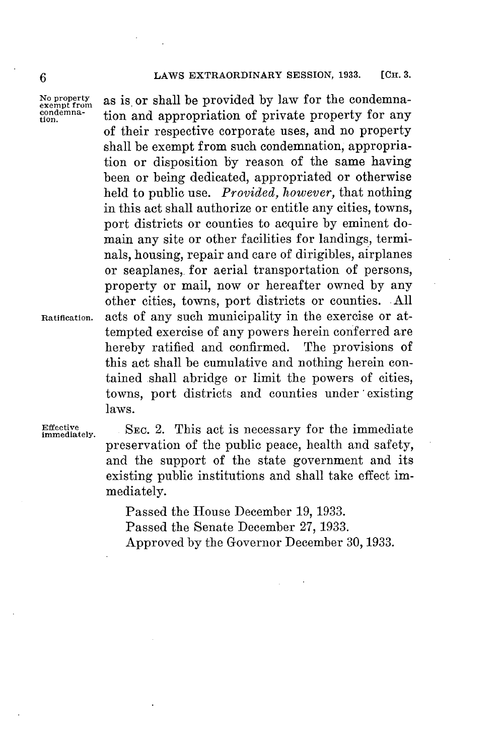as is or shall be provided by law for the condemnation and appropriation of private property for any of their respective corporate uses, and no property shall be exempt from such condemnation, appropriation or disposition by reason of the same having been or being dedicated, appropriated or otherwise held to public use. *Provided, however,* that nothing in this act shall authorize or entitle any cities, towns, port districts or counties to acquire by eminent domain any site or other facilities for landings, terminals, housing, repair and care of dirigibles, airplanes or seaplanes, for aerial transportation of persons, property or mail, now or hereafter owned by any other cities, towns, port districts or counties. All acts of any such municipality in the exercise or attempted exercise of any powers herein conferred are hereby ratified and confirmed. The provisions of this act shall be cumulative and nothing herein contained shall abridge or limit the powers of cities, towns, port districts and counties under existing laws.

No property exempt from condemnation.

Ratification.

SEC. 2. This act is necessary for the immediate preservation of the public peace, health and safety, and the support of the state government and its existing public institutions and shall take effect immediately.

Effective immediately.

Passed the House December 19, 1933.
Passed the Senate December 27, 1933.
Approved by the Governor December 30, 1933.